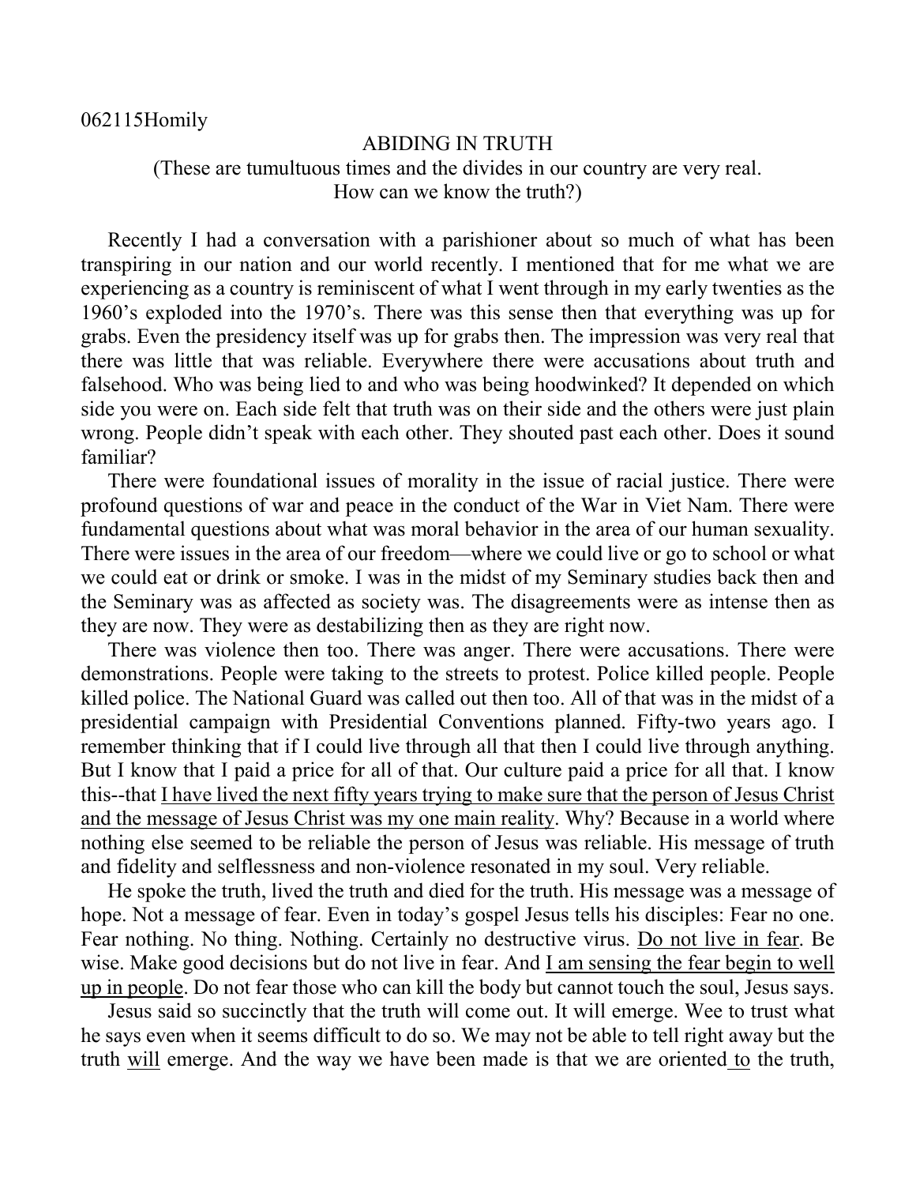062115Homily

# ABIDING IN TRUTH

(These are tumultuous times and the divides in our country are very real.
How can we know the truth?)

Recently I had a conversation with a parishioner about so much of what has been transpiring in our nation and our world recently. I mentioned that for me what we are experiencing as a country is reminiscent of what I went through in my early twenties as the 1960's exploded into the 1970's. There was this sense then that everything was up for grabs. Even the presidency itself was up for grabs then. The impression was very real that there was little that was reliable. Everywhere there were accusations about truth and falsehood. Who was being lied to and who was being hoodwinked? It depended on which side you were on. Each side felt that truth was on their side and the others were just plain wrong. People didn't speak with each other. They shouted past each other. Does it sound familiar?

There were foundational issues of morality in the issue of racial justice. There were profound questions of war and peace in the conduct of the War in Viet Nam. There were fundamental questions about what was moral behavior in the area of our human sexuality. There were issues in the area of our freedom—where we could live or go to school or what we could eat or drink or smoke. I was in the midst of my Seminary studies back then and the Seminary was as affected as society was. The disagreements were as intense then as they are now. They were as destabilizing then as they are right now.

There was violence then too. There was anger. There were accusations. There were demonstrations. People were taking to the streets to protest. Police killed people. People killed police. The National Guard was called out then too. All of that was in the midst of a presidential campaign with Presidential Conventions planned. Fifty-two years ago. I remember thinking that if I could live through all that then I could live through anything. But I know that I paid a price for all of that. Our culture paid a price for all that. I know this--that <u>I have lived the next fifty years trying to make sure that the person of Jesus Christ and the message of Jesus Christ was my one main reality</u>. Why? Because in a world where nothing else seemed to be reliable the person of Jesus was reliable. His message of truth and fidelity and selflessness and non-violence resonated in my soul. Very reliable.

He spoke the truth, lived the truth and died for the truth. His message was a message of hope. Not a message of fear. Even in today's gospel Jesus tells his disciples: Fear no one. Fear nothing. No thing. Nothing. Certainly no destructive virus. <u>Do not live in fear</u>. Be wise. Make good decisions but do not live in fear. And <u>I am sensing the fear begin to well up in people</u>. Do not fear those who can kill the body but cannot touch the soul, Jesus says.

Jesus said so succinctly that the truth will come out. It will emerge. Wee to trust what he says even when it seems difficult to do so. We may not be able to tell right away but the truth <u>will</u> emerge. And the way we have been made is that we are oriented <u>to</u> the truth,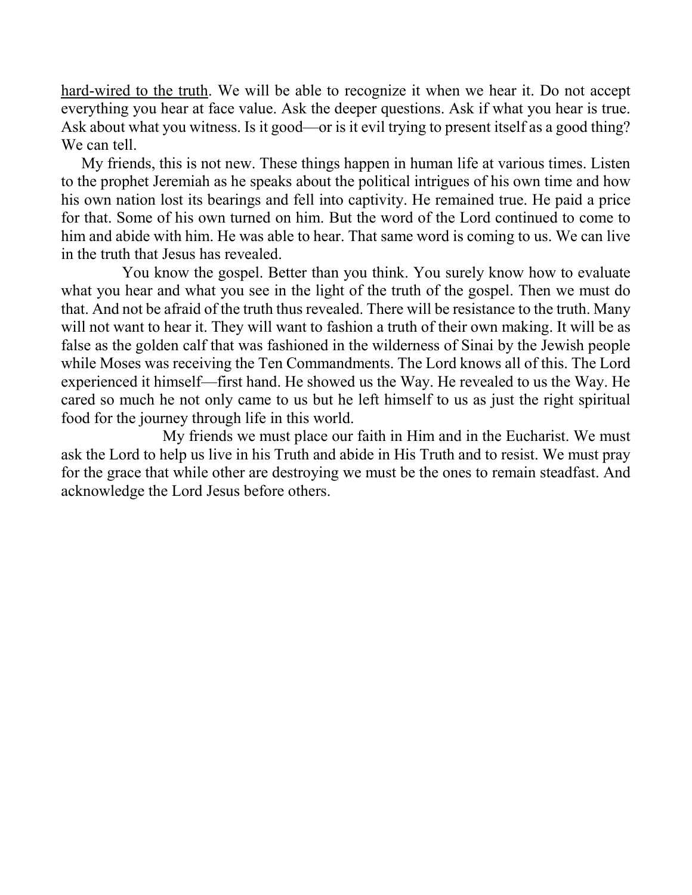hard-wired to the truth. We will be able to recognize it when we hear it. Do not accept everything you hear at face value. Ask the deeper questions. Ask if what you hear is true. Ask about what you witness. Is it good—or is it evil trying to present itself as a good thing? We can tell.

My friends, this is not new. These things happen in human life at various times. Listen to the prophet Jeremiah as he speaks about the political intrigues of his own time and how his own nation lost its bearings and fell into captivity. He remained true. He paid a price for that. Some of his own turned on him. But the word of the Lord continued to come to him and abide with him. He was able to hear. That same word is coming to us. We can live in the truth that Jesus has revealed.

You know the gospel. Better than you think. You surely know how to evaluate what you hear and what you see in the light of the truth of the gospel. Then we must do that. And not be afraid of the truth thus revealed. There will be resistance to the truth. Many will not want to hear it. They will want to fashion a truth of their own making. It will be as false as the golden calf that was fashioned in the wilderness of Sinai by the Jewish people while Moses was receiving the Ten Commandments. The Lord knows all of this. The Lord experienced it himself—first hand. He showed us the Way. He revealed to us the Way. He cared so much he not only came to us but he left himself to us as just the right spiritual food for the journey through life in this world.

My friends we must place our faith in Him and in the Eucharist. We must ask the Lord to help us live in his Truth and abide in His Truth and to resist. We must pray for the grace that while other are destroying we must be the ones to remain steadfast. And acknowledge the Lord Jesus before others.